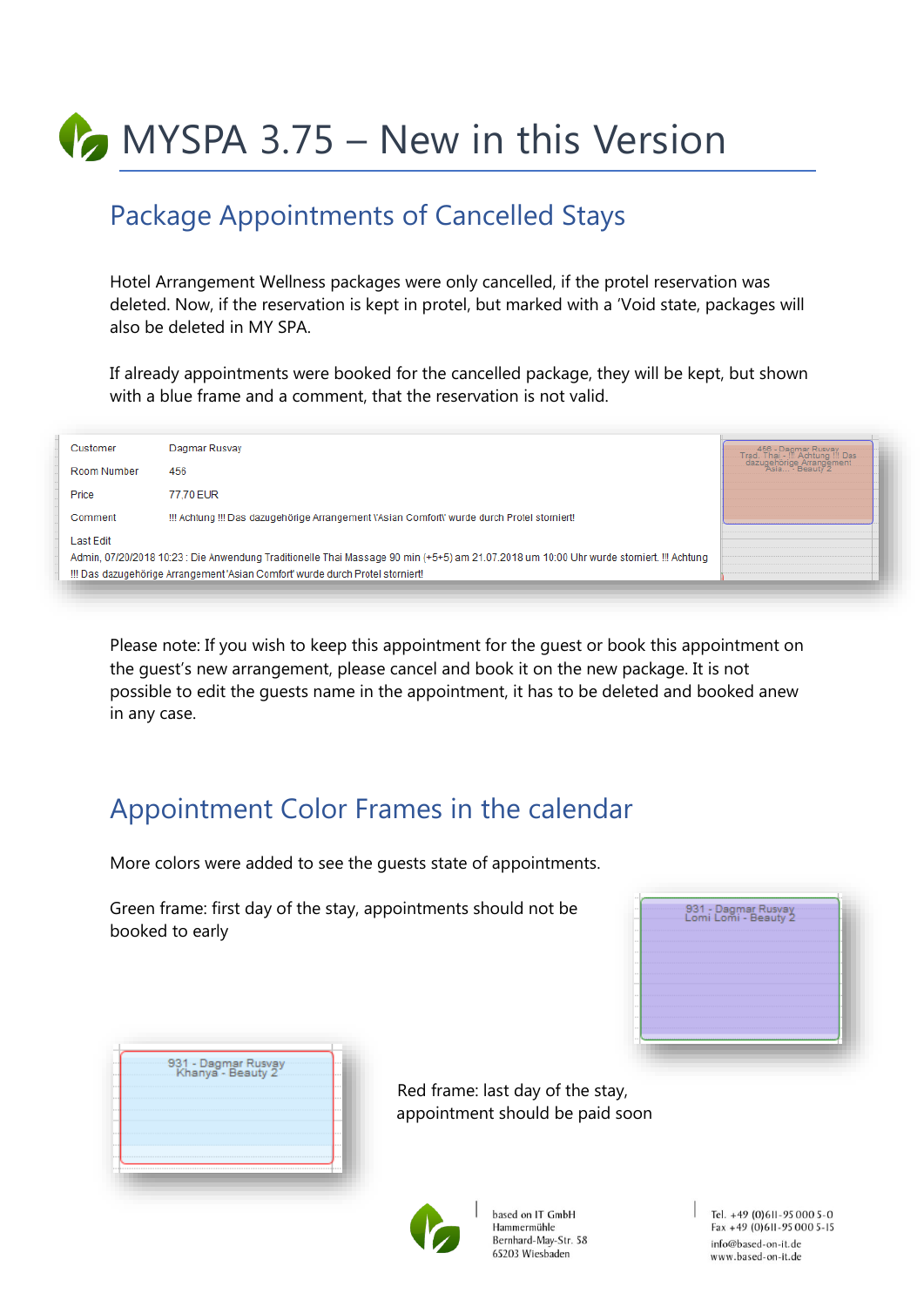# MYSPA 3.75 – New in this Version

## Package Appointments of Cancelled Stays

Hotel Arrangement Wellness packages were only cancelled, if the protel reservation was deleted. Now, if the reservation is kept in protel, but marked with a 'Void state, packages will also be deleted in MY SPA.

If already appointments were booked for the cancelled package, they will be kept, but shown with a blue frame and a comment, that the reservation is not valid.

| | |
|---|---|
| Customer | Dagmar Rusvay |
| Room Number | 456 |
| Price | 77.70 EUR |
| Comment | !!! Achtung !!! Das dazugehörige Arrangement 'Asian Comfort' wurde durch Protel storniert! |

Last Edit
Admin, 07/20/2018 10:23 : Die Anwendung Traditionelle Thai Massage 90 min (+5+5) am 21.07.2018 um 10:00 Uhr wurde storniert. !!! Achtung !!! Das dazugehörige Arrangement 'Asian Comfort' wurde durch Protel storniert!

Please note: If you wish to keep this appointment for the guest or book this appointment on the guest's new arrangement, please cancel and book it on the new package. It is not possible to edit the guests name in the appointment, it has to be deleted and booked anew in any case.

## Appointment Color Frames in the calendar

More colors were added to see the guests state of appointments.

Green frame: first day of the stay, appointments should not be booked to early

Red frame: last day of the stay, appointment should be paid soon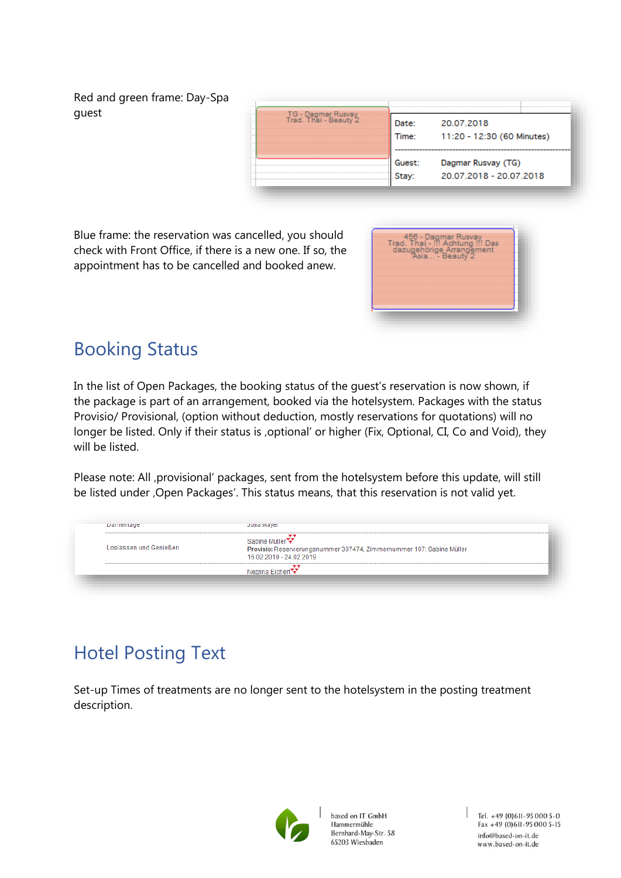Red and green frame: Day-Spa guest

TG - Dagmar Rusvay
Trad. Thai - Beauty 2

Date: 20.07.2018
Time: 11:20 - 12:30 (60 Minutes)

Guest: Dagmar Rusvay (TG)
Stay: 20.07.2018 - 20.07.2018

Blue frame: the reservation was cancelled, you should check with Front Office, if there is a new one. If so, the appointment has to be cancelled and booked anew.

456 - Dagmar Rusvay
Trad. Thai - !!! Achtung !!! Das dazugehörige Arrangement Asia... - Beauty 2

## Booking Status

In the list of Open Packages, the booking status of the guest's reservation is now shown, if the package is part of an arrangement, booked via the hotelsystem. Packages with the status Provisio/ Provisional, (option without deduction, mostly reservations for quotations) will no longer be listed. Only if their status is ‚optional' or higher (Fix, Optional, CI, Co and Void), they will be listed.

Please note: All ‚provisional' packages, sent from the hotelsystem before this update, will still be listed under ‚Open Packages'. This status means, that this reservation is not valid yet.

Damentage — Julia Mayer

Loslassen und Genießen — Sabine Müller
**Provisio:** Reservierungsnummer 307474, Zimmernummer 107: Sabine Müller
15.02.2019 - 24.02.2019

Nezrina Elchert

## Hotel Posting Text

Set-up Times of treatments are no longer sent to the hotelsystem in the posting treatment description.

based on IT GmbH
Hammermühle
Bernhard-May-Str. 58
65203 Wiesbaden

Tel. +49 (0)611-95 000 5-0
Fax +49 (0)611-95 000 5-15
info@based-on-it.de
www.based-on-it.de